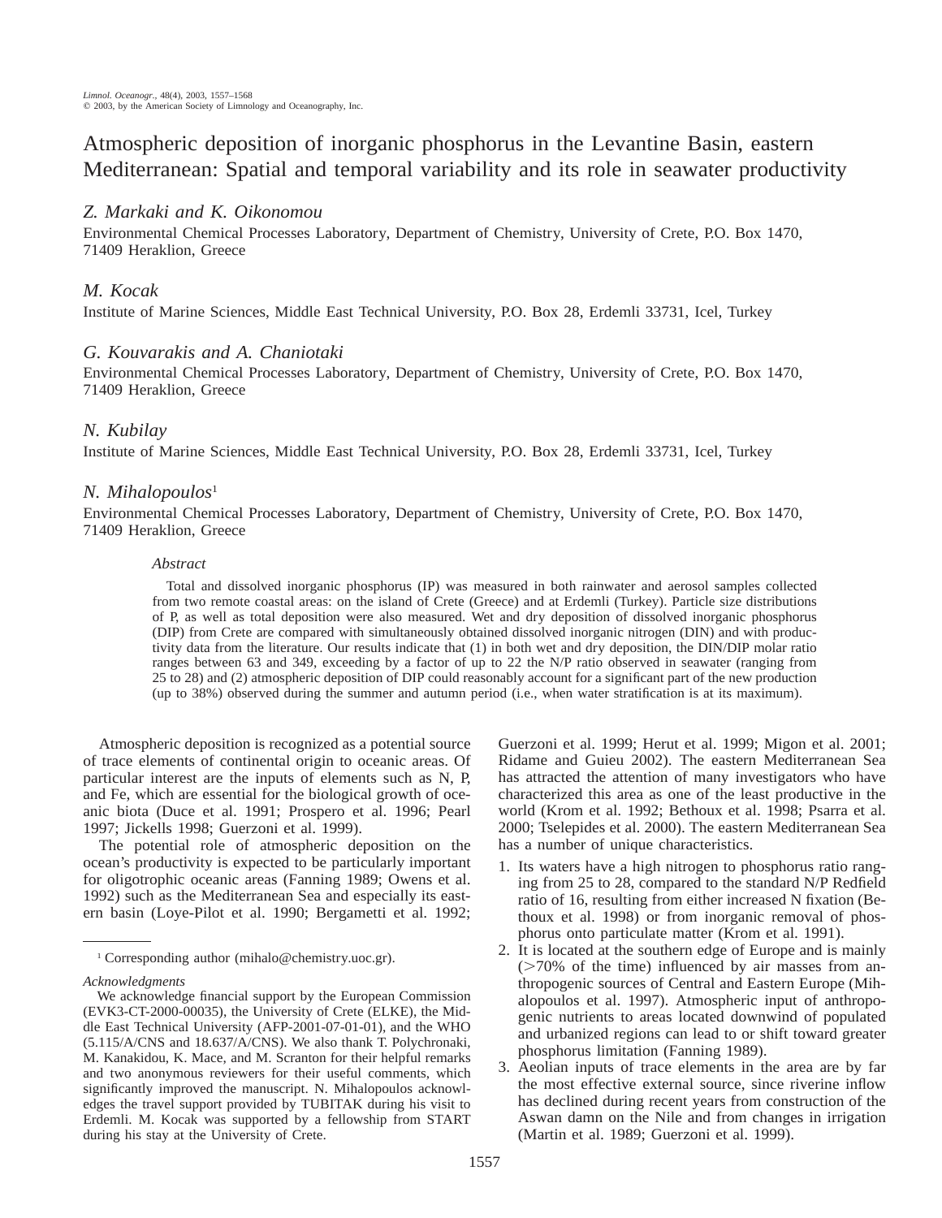# Atmospheric deposition of inorganic phosphorus in the Levantine Basin, eastern Mediterranean: Spatial and temporal variability and its role in seawater productivity

*Z. Markaki and K. Oikonomou*

Environmental Chemical Processes Laboratory, Department of Chemistry, University of Crete, P.O. Box 1470, 71409 Heraklion, Greece

*M. Kocak*

Institute of Marine Sciences, Middle East Technical University, P.O. Box 28, Erdemli 33731, Icel, Turkey

*G. Kouvarakis and A. Chaniotaki*

Environmental Chemical Processes Laboratory, Department of Chemistry, University of Crete, P.O. Box 1470, 71409 Heraklion, Greece

*N. Kubilay*

Institute of Marine Sciences, Middle East Technical University, P.O. Box 28, Erdemli 33731, Icel, Turkey

*N. Mihalopoulos*[1]

Environmental Chemical Processes Laboratory, Department of Chemistry, University of Crete, P.O. Box 1470, 71409 Heraklion, Greece

### *Abstract*

Total and dissolved inorganic phosphorus (IP) was measured in both rainwater and aerosol samples collected from two remote coastal areas: on the island of Crete (Greece) and at Erdemli (Turkey). Particle size distributions of P, as well as total deposition were also measured. Wet and dry deposition of dissolved inorganic phosphorus (DIP) from Crete are compared with simultaneously obtained dissolved inorganic nitrogen (DIN) and with productivity data from the literature. Our results indicate that (1) in both wet and dry deposition, the DIN/DIP molar ratio ranges between 63 and 349, exceeding by a factor of up to 22 the N/P ratio observed in seawater (ranging from 25 to 28) and (2) atmospheric deposition of DIP could reasonably account for a significant part of the new production (up to 38%) observed during the summer and autumn period (i.e., when water stratification is at its maximum).

Atmospheric deposition is recognized as a potential source of trace elements of continental origin to oceanic areas. Of particular interest are the inputs of elements such as N, P, and Fe, which are essential for the biological growth of oceanic biota (Duce et al. 1991; Prospero et al. 1996; Pearl 1997; Jickells 1998; Guerzoni et al. 1999).

The potential role of atmospheric deposition on the ocean's productivity is expected to be particularly important for oligotrophic oceanic areas (Fanning 1989; Owens et al. 1992) such as the Mediterranean Sea and especially its eastern basin (Loye-Pilot et al. 1990; Bergametti et al. 1992; Guerzoni et al. 1999; Herut et al. 1999; Migon et al. 2001; Ridame and Guieu 2002). The eastern Mediterranean Sea has attracted the attention of many investigators who have characterized this area as one of the least productive in the world (Krom et al. 1992; Bethoux et al. 1998; Psarra et al. 2000; Tselepides et al. 2000). The eastern Mediterranean Sea has a number of unique characteristics.

1. Its waters have a high nitrogen to phosphorus ratio ranging from 25 to 28, compared to the standard N/P Redfield ratio of 16, resulting from either increased N fixation (Bethoux et al. 1998) or from inorganic removal of phosphorus onto particulate matter (Krom et al. 1991).
2. It is located at the southern edge of Europe and is mainly (>70% of the time) influenced by air masses from anthropogenic sources of Central and Eastern Europe (Mihalopoulos et al. 1997). Atmospheric input of anthropogenic nutrients to areas located downwind of populated and urbanized regions can lead to or shift toward greater phosphorus limitation (Fanning 1989).
3. Aeolian inputs of trace elements in the area are by far the most effective external source, since riverine inflow has declined during recent years from construction of the Aswan damn on the Nile and from changes in irrigation (Martin et al. 1989; Guerzoni et al. 1999).

---

[1] Corresponding author (mihalo@chemistry.uoc.gr).

*Acknowledgments*

We acknowledge financial support by the European Commission (EVK3-CT-2000-00035), the University of Crete (ELKE), the Middle East Technical University (AFP-2001-07-01-01), and the WHO (5.115/A/CNS and 18.637/A/CNS). We also thank T. Polychronaki, M. Kanakidou, K. Mace, and M. Scranton for their helpful remarks and two anonymous reviewers for their useful comments, which significantly improved the manuscript. N. Mihalopoulos acknowledges the travel support provided by TUBITAK during his visit to Erdemli. M. Kocak was supported by a fellowship from START during his stay at the University of Crete.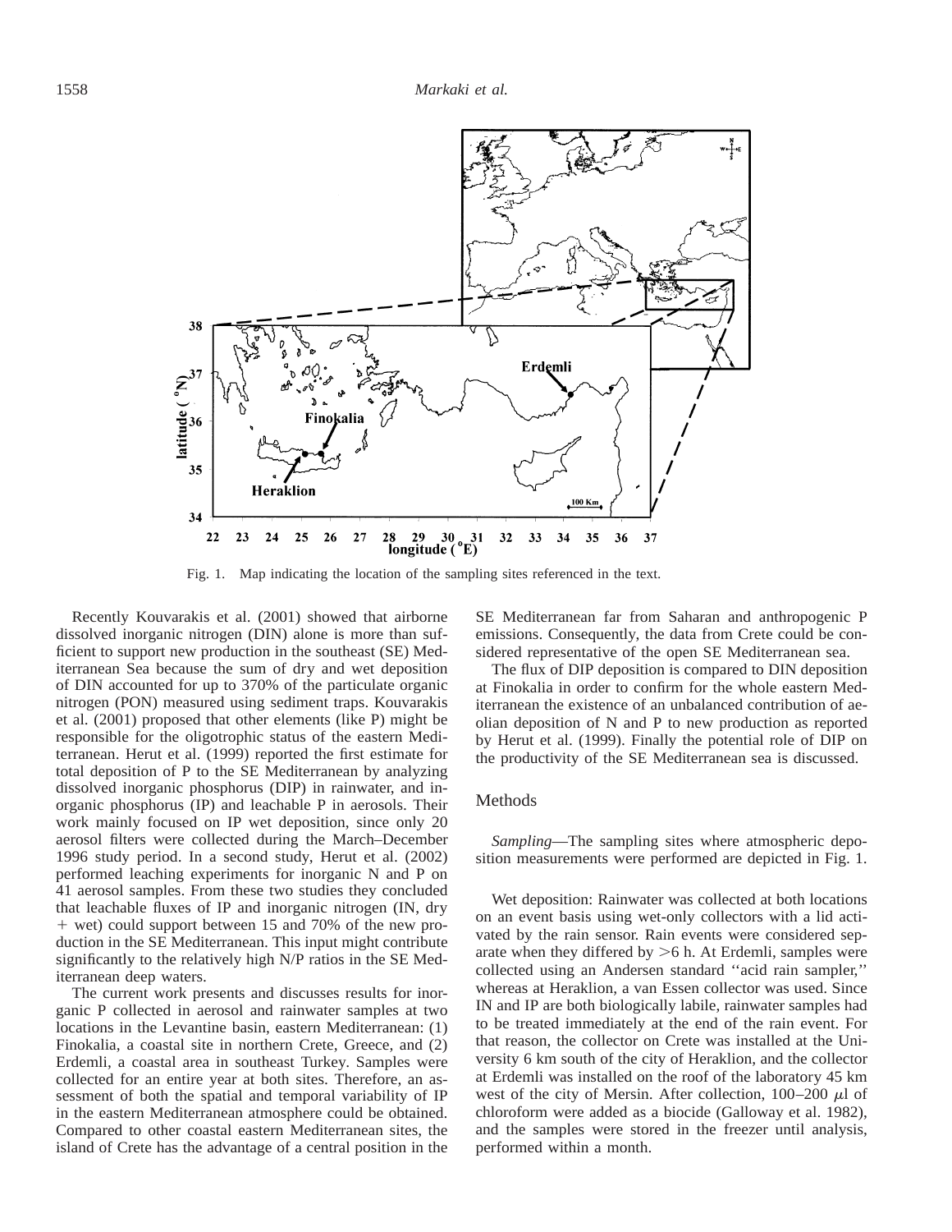Fig. 1. Map indicating the location of the sampling sites referenced in the text.

Recently Kouvarakis et al. (2001) showed that airborne dissolved inorganic nitrogen (DIN) alone is more than sufficient to support new production in the southeast (SE) Mediterranean Sea because the sum of dry and wet deposition of DIN accounted for up to 370% of the particulate organic nitrogen (PON) measured using sediment traps. Kouvarakis et al. (2001) proposed that other elements (like P) might be responsible for the oligotrophic status of the eastern Mediterranean. Herut et al. (1999) reported the first estimate for total deposition of P to the SE Mediterranean by analyzing dissolved inorganic phosphorus (DIP) in rainwater, and inorganic phosphorus (IP) and leachable P in aerosols. Their work mainly focused on IP wet deposition, since only 20 aerosol filters were collected during the March–December 1996 study period. In a second study, Herut et al. (2002) performed leaching experiments for inorganic N and P on 41 aerosol samples. From these two studies they concluded that leachable fluxes of IP and inorganic nitrogen (IN, dry + wet) could support between 15 and 70% of the new production in the SE Mediterranean. This input might contribute significantly to the relatively high N/P ratios in the SE Mediterranean deep waters.

The current work presents and discusses results for inorganic P collected in aerosol and rainwater samples at two locations in the Levantine basin, eastern Mediterranean: (1) Finokalia, a coastal site in northern Crete, Greece, and (2) Erdemli, a coastal area in southeast Turkey. Samples were collected for an entire year at both sites. Therefore, an assessment of both the spatial and temporal variability of IP in the eastern Mediterranean atmosphere could be obtained. Compared to other coastal eastern Mediterranean sites, the island of Crete has the advantage of a central position in the SE Mediterranean far from Saharan and anthropogenic P emissions. Consequently, the data from Crete could be considered representative of the open SE Mediterranean sea.

The flux of DIP deposition is compared to DIN deposition at Finokalia in order to confirm for the whole eastern Mediterranean the existence of an unbalanced contribution of aeolian deposition of N and P to new production as reported by Herut et al. (1999). Finally the potential role of DIP on the productivity of the SE Mediterranean sea is discussed.

## Methods

*Sampling*—The sampling sites where atmospheric deposition measurements were performed are depicted in Fig. 1.

Wet deposition: Rainwater was collected at both locations on an event basis using wet-only collectors with a lid activated by the rain sensor. Rain events were considered separate when they differed by >6 h. At Erdemli, samples were collected using an Andersen standard "acid rain sampler," whereas at Heraklion, a van Essen collector was used. Since IN and IP are both biologically labile, rainwater samples had to be treated immediately at the end of the rain event. For that reason, the collector on Crete was installed at the University 6 km south of the city of Heraklion, and the collector at Erdemli was installed on the roof of the laboratory 45 km west of the city of Mersin. After collection, 100–200 $\mu$l of chloroform were added as a biocide (Galloway et al. 1982), and the samples were stored in the freezer until analysis, performed within a month.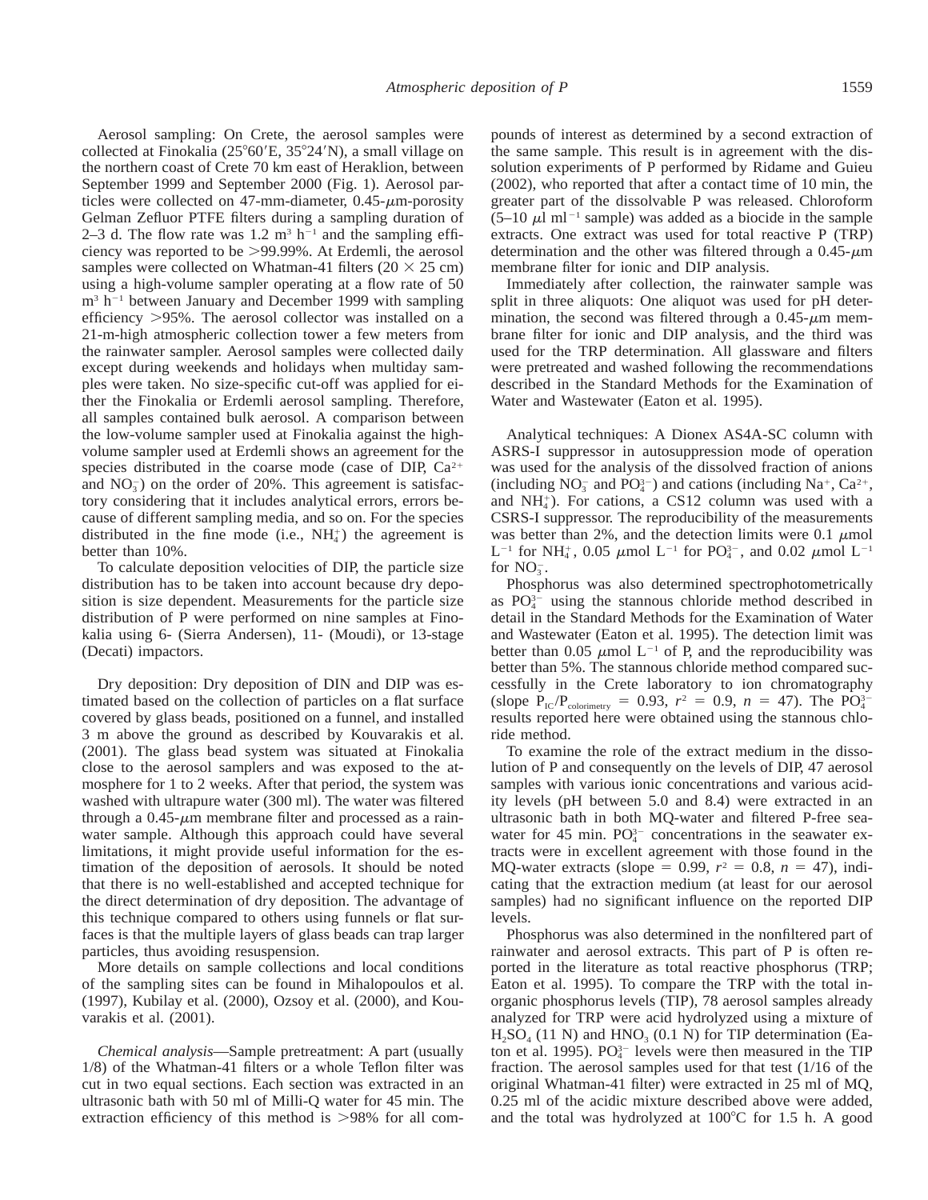Aerosol sampling: On Crete, the aerosol samples were collected at Finokalia (25°60′E, 35°24′N), a small village on the northern coast of Crete 70 km east of Heraklion, between September 1999 and September 2000 (Fig. 1). Aerosol particles were collected on 47-mm-diameter, 0.45-$\mu$m-porosity Gelman Zefluor PTFE filters during a sampling duration of 2–3 d. The flow rate was 1.2 $m^3$ $h^{-1}$ and the sampling efficiency was reported to be >99.99%. At Erdemli, the aerosol samples were collected on Whatman-41 filters (20 × 25 cm) using a high-volume sampler operating at a flow rate of 50 $m^3$ $h^{-1}$ between January and December 1999 with sampling efficiency >95%. The aerosol collector was installed on a 21-m-high atmospheric collection tower a few meters from the rainwater sampler. Aerosol samples were collected daily except during weekends and holidays when multiday samples were taken. No size-specific cut-off was applied for either the Finokalia or Erdemli aerosol sampling. Therefore, all samples contained bulk aerosol. A comparison between the low-volume sampler used at Finokalia against the high-volume sampler used at Erdemli shows an agreement for the species distributed in the coarse mode (case of DIP, $Ca^{2+}$ and $NO_3^-$) on the order of 20%. This agreement is satisfactory considering that it includes analytical errors, errors because of different sampling media, and so on. For the species distributed in the fine mode (i.e., $NH_4^+$) the agreement is better than 10%.

To calculate deposition velocities of DIP, the particle size distribution has to be taken into account because dry deposition is size dependent. Measurements for the particle size distribution of P were performed on nine samples at Finokalia using 6- (Sierra Andersen), 11- (Moudi), or 13-stage (Decati) impactors.

Dry deposition: Dry deposition of DIN and DIP was estimated based on the collection of particles on a flat surface covered by glass beads, positioned on a funnel, and installed 3 m above the ground as described by Kouvarakis et al. (2001). The glass bead system was situated at Finokalia close to the aerosol samplers and was exposed to the atmosphere for 1 to 2 weeks. After that period, the system was washed with ultrapure water (300 ml). The water was filtered through a 0.45-$\mu$m membrane filter and processed as a rainwater sample. Although this approach could have several limitations, it might provide useful information for the estimation of the deposition of aerosols. It should be noted that there is no well-established and accepted technique for the direct determination of dry deposition. The advantage of this technique compared to others using funnels or flat surfaces is that the multiple layers of glass beads can trap larger particles, thus avoiding resuspension.

More details on sample collections and local conditions of the sampling sites can be found in Mihalopoulos et al. (1997), Kubilay et al. (2000), Ozsoy et al. (2000), and Kouvarakis et al. (2001).

*Chemical analysis*—Sample pretreatment: A part (usually 1/8) of the Whatman-41 filters or a whole Teflon filter was cut in two equal sections. Each section was extracted in an ultrasonic bath with 50 ml of Milli-Q water for 45 min. The extraction efficiency of this method is >98% for all compounds of interest as determined by a second extraction of the same sample. This result is in agreement with the dissolution experiments of P performed by Ridame and Guieu (2002), who reported that after a contact time of 10 min, the greater part of the dissolvable P was released. Chloroform (5–10 $\mu$l $ml^{-1}$ sample) was added as a biocide in the sample extracts. One extract was used for total reactive P (TRP) determination and the other was filtered through a 0.45-$\mu$m membrane filter for ionic and DIP analysis.

Immediately after collection, the rainwater sample was split in three aliquots: One aliquot was used for pH determination, the second was filtered through a 0.45-$\mu$m membrane filter for ionic and DIP analysis, and the third was used for the TRP determination. All glassware and filters were pretreated and washed following the recommendations described in the Standard Methods for the Examination of Water and Wastewater (Eaton et al. 1995).

Analytical techniques: A Dionex AS4A-SC column with ASRS-I suppressor in autosuppression mode of operation was used for the analysis of the dissolved fraction of anions (including $NO_3^-$ and $PO_4^{3-}$) and cations (including $Na^+$, $Ca^{2+}$, and $NH_4^+$). For cations, a CS12 column was used with a CSRS-I suppressor. The reproducibility of the measurements was better than 2%, and the detection limits were 0.1 $\mu$mol $L^{-1}$ for $NH_4^+$, 0.05 $\mu$mol $L^{-1}$ for $PO_4^{3-}$, and 0.02 $\mu$mol $L^{-1}$ for $NO_3^-$.

Phosphorus was also determined spectrophotometrically as $PO_4^{3-}$ using the stannous chloride method described in detail in the Standard Methods for the Examination of Water and Wastewater (Eaton et al. 1995). The detection limit was better than 0.05 $\mu$mol $L^{-1}$ of P, and the reproducibility was better than 5%. The stannous chloride method compared successfully in the Crete laboratory to ion chromatography (slope $P_{IC}/P_{colorimetry}$ = 0.93, $r^2$ = 0.9, $n$ = 47). The $PO_4^{3-}$ results reported here were obtained using the stannous chloride method.

To examine the role of the extract medium in the dissolution of P and consequently on the levels of DIP, 47 aerosol samples with various ionic concentrations and various acidity levels (pH between 5.0 and 8.4) were extracted in an ultrasonic bath in both MQ-water and filtered P-free seawater for 45 min. $PO_4^{3-}$ concentrations in the seawater extracts were in excellent agreement with those found in the MQ-water extracts (slope = 0.99, $r^2$ = 0.8, $n$ = 47), indicating that the extraction medium (at least for our aerosol samples) had no significant influence on the reported DIP levels.

Phosphorus was also determined in the nonfiltered part of rainwater and aerosol extracts. This part of P is often reported in the literature as total reactive phosphorus (TRP; Eaton et al. 1995). To compare the TRP with the total inorganic phosphorus levels (TIP), 78 aerosol samples already analyzed for TRP were acid hydrolyzed using a mixture of $H_2SO_4$ (11 N) and $HNO_3$ (0.1 N) for TIP determination (Eaton et al. 1995). $PO_4^{3-}$ levels were then measured in the TIP fraction. The aerosol samples used for that test (1/16 of the original Whatman-41 filter) were extracted in 25 ml of MQ, 0.25 ml of the acidic mixture described above were added, and the total was hydrolyzed at 100°C for 1.5 h. A good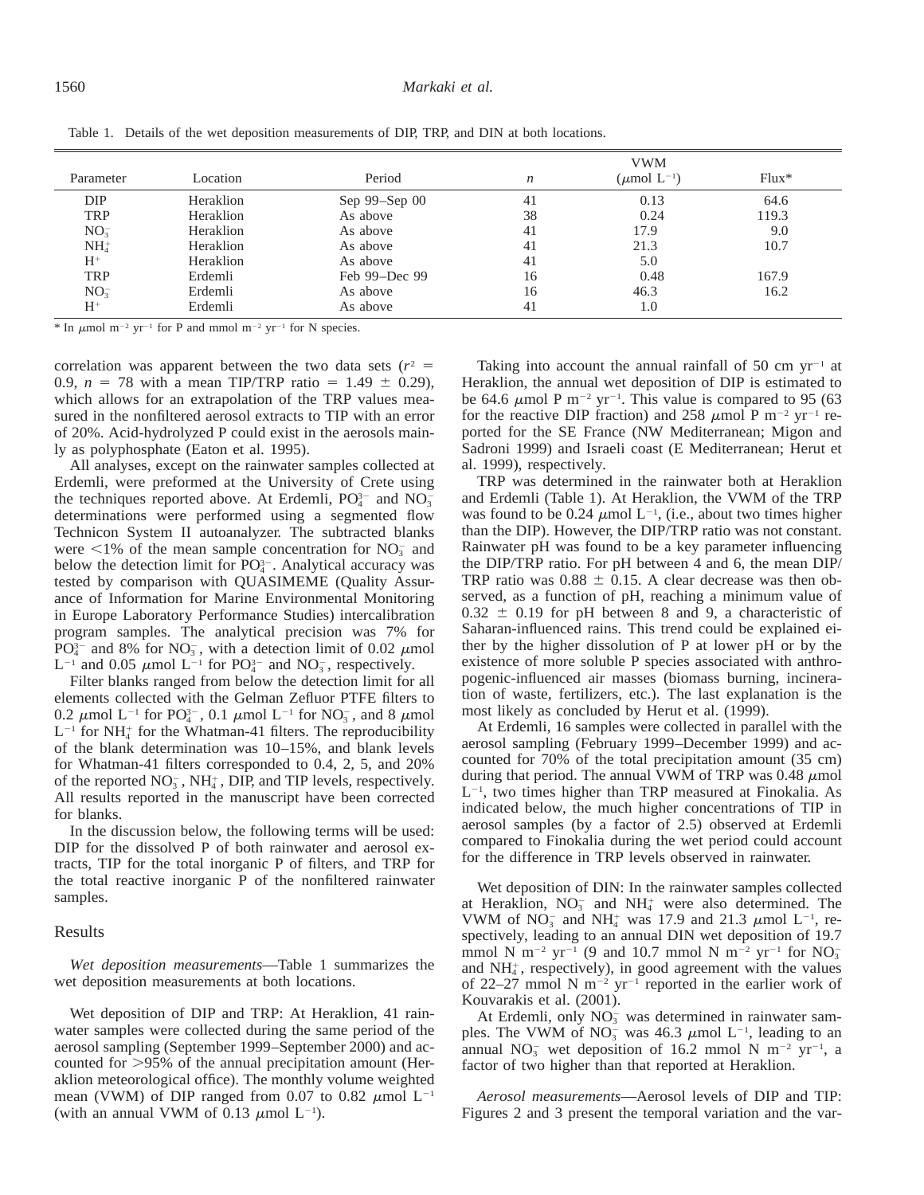Table 1. Details of the wet deposition measurements of DIP, TRP, and DIN at both locations.

| Parameter | Location | Period | $n$ | VWM ($\mu$mol L$^{-1}$) | Flux* |
|---|---|---|---|---|---|
| DIP | Heraklion | Sep 99–Sep 00 | 41 | 0.13 | 64.6 |
| TRP | Heraklion | As above | 38 | 0.24 | 119.3 |
| $NO_3^-$ | Heraklion | As above | 41 | 17.9 | 9.0 |
| $NH_4^+$ | Heraklion | As above | 41 | 21.3 | 10.7 |
| $H^+$ | Heraklion | As above | 41 | 5.0 | |
| TRP | Erdemli | Feb 99–Dec 99 | 16 | 0.48 | 167.9 |
| $NO_3^-$ | Erdemli | As above | 16 | 46.3 | 16.2 |
| $H^+$ | Erdemli | As above | 41 | 1.0 | |

\* In $\mu$mol m$^{-2}$ yr$^{-1}$ for P and mmol m$^{-2}$ yr$^{-1}$ for N species.

correlation was apparent between the two data sets ($r^2$ = 0.9, $n$ = 78 with a mean TIP/TRP ratio = 1.49 ± 0.29), which allows for an extrapolation of the TRP values measured in the nonfiltered aerosol extracts to TIP with an error of 20%. Acid-hydrolyzed P could exist in the aerosols mainly as polyphosphate (Eaton et al. 1995).

All analyses, except on the rainwater samples collected at Erdemli, were preformed at the University of Crete using the techniques reported above. At Erdemli, $PO_4^{3-}$ and $NO_3^-$ determinations were performed using a segmented flow Technicon System II autoanalyzer. The subtracted blanks were <1% of the mean sample concentration for $NO_3^-$ and below the detection limit for $PO_4^{3-}$. Analytical accuracy was tested by comparison with QUASIMEME (Quality Assurance of Information for Marine Environmental Monitoring in Europe Laboratory Performance Studies) intercalibration program samples. The analytical precision was 7% for $PO_4^{3-}$ and 8% for $NO_3^-$, with a detection limit of 0.02 $\mu$mol L$^{-1}$ and 0.05 $\mu$mol L$^{-1}$ for $PO_4^{3-}$ and $NO_3^-$, respectively.

Filter blanks ranged from below the detection limit for all elements collected with the Gelman Zefluor PTFE filters to 0.2 $\mu$mol L$^{-1}$ for $PO_4^{3-}$, 0.1 $\mu$mol L$^{-1}$ for $NO_3^-$, and 8 $\mu$mol L$^{-1}$ for $NH_4^+$ for the Whatman-41 filters. The reproducibility of the blank determination was 10–15%, and blank levels for Whatman-41 filters corresponded to 0.4, 2, 5, and 20% of the reported $NO_3^-$, $NH_4^+$, DIP, and TIP levels, respectively. All results reported in the manuscript have been corrected for blanks.

In the discussion below, the following terms will be used: DIP for the dissolved P of both rainwater and aerosol extracts, TIP for the total inorganic P of filters, and TRP for the total reactive inorganic P of the nonfiltered rainwater samples.

## Results

*Wet deposition measurements*—Table 1 summarizes the wet deposition measurements at both locations.

Wet deposition of DIP and TRP: At Heraklion, 41 rainwater samples were collected during the same period of the aerosol sampling (September 1999–September 2000) and accounted for >95% of the annual precipitation amount (Heraklion meteorological office). The monthly volume weighted mean (VWM) of DIP ranged from 0.07 to 0.82 $\mu$mol L$^{-1}$ (with an annual VWM of 0.13 $\mu$mol L$^{-1}$).

Taking into account the annual rainfall of 50 cm yr$^{-1}$ at Heraklion, the annual wet deposition of DIP is estimated to be 64.6 $\mu$mol P m$^{-2}$ yr$^{-1}$. This value is compared to 95 (63 for the reactive DIP fraction) and 258 $\mu$mol P m$^{-2}$ yr$^{-1}$ reported for the SE France (NW Mediterranean; Migon and Sadroni 1999) and Israeli coast (E Mediterranean; Herut et al. 1999), respectively.

TRP was determined in the rainwater both at Heraklion and Erdemli (Table 1). At Heraklion, the VWM of the TRP was found to be 0.24 $\mu$mol L$^{-1}$, (i.e., about two times higher than the DIP). However, the DIP/TRP ratio was not constant. Rainwater pH was found to be a key parameter influencing the DIP/TRP ratio. For pH between 4 and 6, the mean DIP/TRP ratio was 0.88 ± 0.15. A clear decrease was then observed, as a function of pH, reaching a minimum value of 0.32 ± 0.19 for pH between 8 and 9, a characteristic of Saharan-influenced rains. This trend could be explained either by the higher dissolution of P at lower pH or by the existence of more soluble P species associated with anthropogenic-influenced air masses (biomass burning, incineration of waste, fertilizers, etc.). The last explanation is the most likely as concluded by Herut et al. (1999).

At Erdemli, 16 samples were collected in parallel with the aerosol sampling (February 1999–December 1999) and accounted for 70% of the total precipitation amount (35 cm) during that period. The annual VWM of TRP was 0.48 $\mu$mol L$^{-1}$, two times higher than TRP measured at Finokalia. As indicated below, the much higher concentrations of TIP in aerosol samples (by a factor of 2.5) observed at Erdemli compared to Finokalia during the wet period could account for the difference in TRP levels observed in rainwater.

Wet deposition of DIN: In the rainwater samples collected at Heraklion, $NO_3^-$ and $NH_4^+$ were also determined. The VWM of $NO_3^-$ and $NH_4^+$ was 17.9 and 21.3 $\mu$mol L$^{-1}$, respectively, leading to an annual DIN wet deposition of 19.7 mmol N m$^{-2}$ yr$^{-1}$ (9 and 10.7 mmol N m$^{-2}$ yr$^{-1}$ for $NO_3^-$ and $NH_4^+$, respectively), in good agreement with the values of 22–27 mmol N m$^{-2}$ yr$^{-1}$ reported in the earlier work of Kouvarakis et al. (2001).

At Erdemli, only $NO_3^-$ was determined in rainwater samples. The VWM of $NO_3^-$ was 46.3 $\mu$mol L$^{-1}$, leading to an annual $NO_3^-$ wet deposition of 16.2 mmol N m$^{-2}$ yr$^{-1}$, a factor of two higher than that reported at Heraklion.

*Aerosol measurements*—Aerosol levels of DIP and TIP: Figures 2 and 3 present the temporal variation and the var-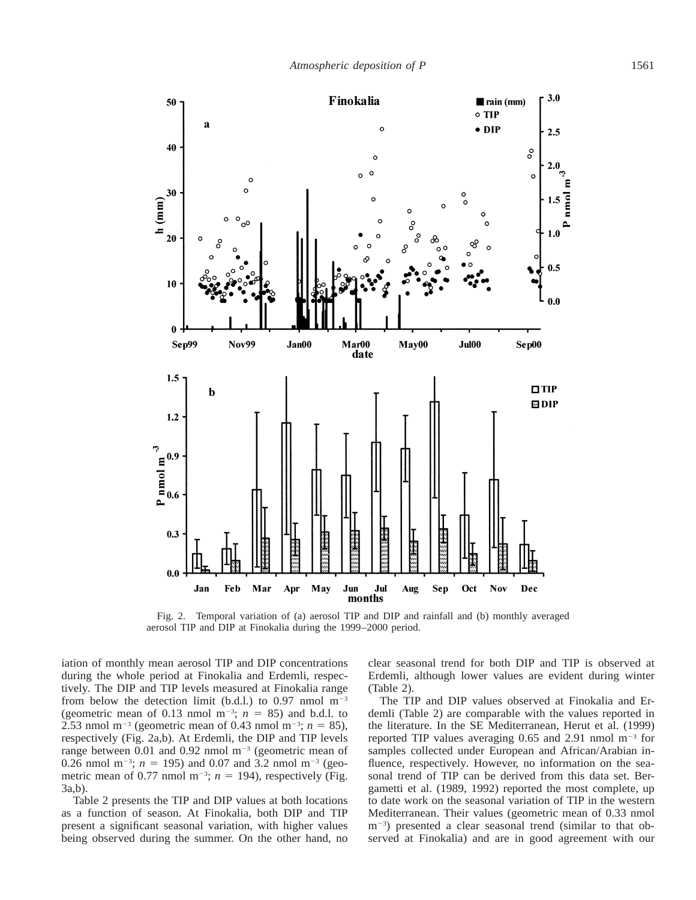Fig. 2. Temporal variation of (a) aerosol TIP and DIP and rainfall and (b) monthly averaged aerosol TIP and DIP at Finokalia during the 1999–2000 period.

iation of monthly mean aerosol TIP and DIP concentrations during the whole period at Finokalia and Erdemli, respectively. The DIP and TIP levels measured at Finokalia range from below the detection limit (b.d.l.) to 0.97 nmol $m^{-3}$ (geometric mean of 0.13 nmol $m^{-3}$; $n = 85$) and b.d.l. to 2.53 nmol $m^{-3}$ (geometric mean of 0.43 nmol $m^{-3}$; $n = 85$), respectively (Fig. 2a,b). At Erdemli, the DIP and TIP levels range between 0.01 and 0.92 nmol $m^{-3}$ (geometric mean of 0.26 nmol $m^{-3}$; $n = 195$) and 0.07 and 3.2 nmol $m^{-3}$ (geometric mean of 0.77 nmol $m^{-3}$; $n = 194$), respectively (Fig. 3a,b).

Table 2 presents the TIP and DIP values at both locations as a function of season. At Finokalia, both DIP and TIP present a significant seasonal variation, with higher values being observed during the summer. On the other hand, no clear seasonal trend for both DIP and TIP is observed at Erdemli, although lower values are evident during winter (Table 2).

The TIP and DIP values observed at Finokalia and Erdemli (Table 2) are comparable with the values reported in the literature. In the SE Mediterranean, Herut et al. (1999) reported TIP values averaging 0.65 and 2.91 nmol $m^{-3}$ for samples collected under European and African/Arabian influence, respectively. However, no information on the seasonal trend of TIP can be derived from this data set. Bergametti et al. (1989, 1992) reported the most complete, up to date work on the seasonal variation of TIP in the western Mediterranean. Their values (geometric mean of 0.33 nmol $m^{-3}$) presented a clear seasonal trend (similar to that observed at Finokalia) and are in good agreement with our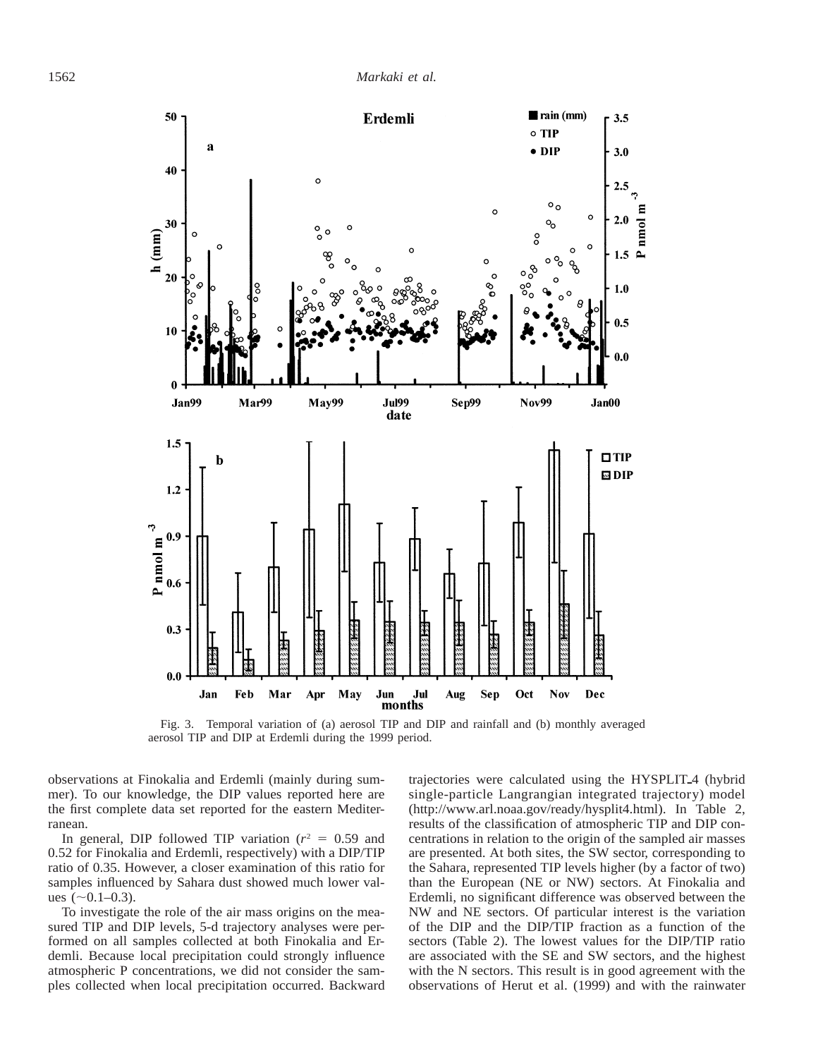Fig. 3. Temporal variation of (a) aerosol TIP and DIP and rainfall and (b) monthly averaged aerosol TIP and DIP at Erdemli during the 1999 period.

observations at Finokalia and Erdemli (mainly during summer). To our knowledge, the DIP values reported here are the first complete data set reported for the eastern Mediterranean.

In general, DIP followed TIP variation ($r^2 = 0.59$ and 0.52 for Finokalia and Erdemli, respectively) with a DIP/TIP ratio of 0.35. However, a closer examination of this ratio for samples influenced by Sahara dust showed much lower values (~0.1–0.3).

To investigate the role of the air mass origins on the measured TIP and DIP levels, 5-d trajectory analyses were performed on all samples collected at both Finokalia and Erdemli. Because local precipitation could strongly influence atmospheric P concentrations, we did not consider the samples collected when local precipitation occurred. Backward trajectories were calculated using the HYSPLIT_4 (hybrid single-particle Langrangian integrated trajectory) model (http://www.arl.noaa.gov/ready/hysplit4.html). In Table 2, results of the classification of atmospheric TIP and DIP concentrations in relation to the origin of the sampled air masses are presented. At both sites, the SW sector, corresponding to the Sahara, represented TIP levels higher (by a factor of two) than the European (NE or NW) sectors. At Finokalia and Erdemli, no significant difference was observed between the NW and NE sectors. Of particular interest is the variation of the DIP and the DIP/TIP fraction as a function of the sectors (Table 2). The lowest values for the DIP/TIP ratio are associated with the SE and SW sectors, and the highest with the N sectors. This result is in good agreement with the observations of Herut et al. (1999) and with the rainwater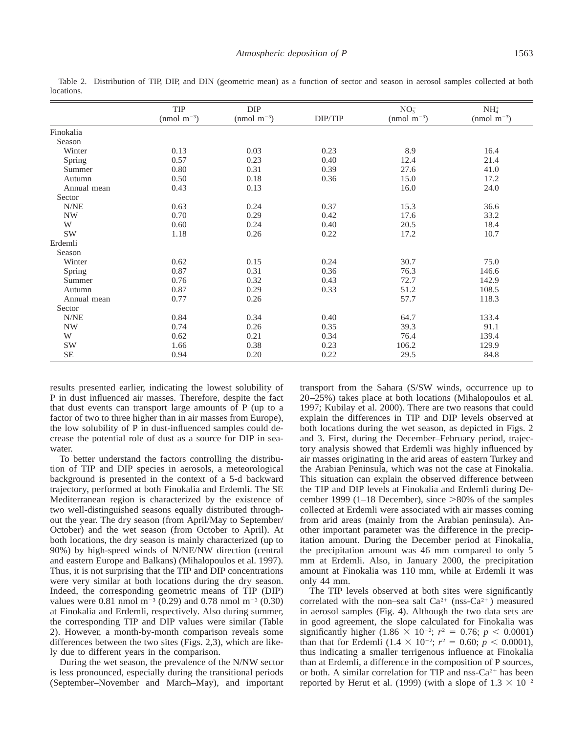Table 2. Distribution of TIP, DIP, and DIN (geometric mean) as a function of sector and season in aerosol samples collected at both locations.

| | TIP (nmol $m^{-3}$) | DIP (nmol $m^{-3}$) | DIP/TIP | $NO_3^-$ (nmol $m^{-3}$) | $NH_4^+$ (nmol $m^{-3}$) |
|---|---|---|---|---|---|
| Finokalia | | | | | |
| Season | | | | | |
| Winter | 0.13 | 0.03 | 0.23 | 8.9 | 16.4 |
| Spring | 0.57 | 0.23 | 0.40 | 12.4 | 21.4 |
| Summer | 0.80 | 0.31 | 0.39 | 27.6 | 41.0 |
| Autumn | 0.50 | 0.18 | 0.36 | 15.0 | 17.2 |
| Annual mean | 0.43 | 0.13 | | 16.0 | 24.0 |
| Sector | | | | | |
| N/NE | 0.63 | 0.24 | 0.37 | 15.3 | 36.6 |
| NW | 0.70 | 0.29 | 0.42 | 17.6 | 33.2 |
| W | 0.60 | 0.24 | 0.40 | 20.5 | 18.4 |
| SW | 1.18 | 0.26 | 0.22 | 17.2 | 10.7 |
| Erdemli | | | | | |
| Season | | | | | |
| Winter | 0.62 | 0.15 | 0.24 | 30.7 | 75.0 |
| Spring | 0.87 | 0.31 | 0.36 | 76.3 | 146.6 |
| Summer | 0.76 | 0.32 | 0.43 | 72.7 | 142.9 |
| Autumn | 0.87 | 0.29 | 0.33 | 51.2 | 108.5 |
| Annual mean | 0.77 | 0.26 | | 57.7 | 118.3 |
| Sector | | | | | |
| N/NE | 0.84 | 0.34 | 0.40 | 64.7 | 133.4 |
| NW | 0.74 | 0.26 | 0.35 | 39.3 | 91.1 |
| W | 0.62 | 0.21 | 0.34 | 76.4 | 139.4 |
| SW | 1.66 | 0.38 | 0.23 | 106.2 | 129.9 |
| SE | 0.94 | 0.20 | 0.22 | 29.5 | 84.8 |

results presented earlier, indicating the lowest solubility of P in dust influenced air masses. Therefore, despite the fact that dust events can transport large amounts of P (up to a factor of two to three higher than in air masses from Europe), the low solubility of P in dust-influenced samples could decrease the potential role of dust as a source for DIP in seawater.

To better understand the factors controlling the distribution of TIP and DIP species in aerosols, a meteorological background is presented in the context of a 5-d backward trajectory, performed at both Finokalia and Erdemli. The SE Mediterranean region is characterized by the existence of two well-distinguished seasons equally distributed throughout the year. The dry season (from April/May to September/October) and the wet season (from October to April). At both locations, the dry season is mainly characterized (up to 90%) by high-speed winds of N/NE/NW direction (central and eastern Europe and Balkans) (Mihalopoulos et al. 1997). Thus, it is not surprising that the TIP and DIP concentrations were very similar at both locations during the dry season. Indeed, the corresponding geometric means of TIP (DIP) values were 0.81 nmol $m^{-3}$ (0.29) and 0.78 nmol $m^{-3}$ (0.30) at Finokalia and Erdemli, respectively. Also during summer, the corresponding TIP and DIP values were similar (Table 2). However, a month-by-month comparison reveals some differences between the two sites (Figs. 2,3), which are likely due to different years in the comparison.

During the wet season, the prevalence of the N/NW sector is less pronounced, especially during the transitional periods (September–November and March–May), and important transport from the Sahara (S/SW winds, occurrence up to 20–25%) takes place at both locations (Mihalopoulos et al. 1997; Kubilay et al. 2000). There are two reasons that could explain the differences in TIP and DIP levels observed at both locations during the wet season, as depicted in Figs. 2 and 3. First, during the December–February period, trajectory analysis showed that Erdemli was highly influenced by air masses originating in the arid areas of eastern Turkey and the Arabian Peninsula, which was not the case at Finokalia. This situation can explain the observed difference between the TIP and DIP levels at Finokalia and Erdemli during December 1999 (1–18 December), since >80% of the samples collected at Erdemli were associated with air masses coming from arid areas (mainly from the Arabian peninsula). Another important parameter was the difference in the precipitation amount. During the December period at Finokalia, the precipitation amount was 46 mm compared to only 5 mm at Erdemli. Also, in January 2000, the precipitation amount at Finokalia was 110 mm, while at Erdemli it was only 44 mm.

The TIP levels observed at both sites were significantly correlated with the non–sea salt $Ca^{2+}$ (nss-$Ca^{2+}$) measured in aerosol samples (Fig. 4). Although the two data sets are in good agreement, the slope calculated for Finokalia was significantly higher ($1.86 \times 10^{-2}$; $r^2 = 0.76$; $p < 0.0001$) than that for Erdemli ($1.4 \times 10^{-2}$; $r^2 = 0.60$; $p < 0.0001$), thus indicating a smaller terrigenous influence at Finokalia than at Erdemli, a difference in the composition of P sources, or both. A similar correlation for TIP and nss-$Ca^{2+}$ has been reported by Herut et al. (1999) (with a slope of $1.3 \times 10^{-2}$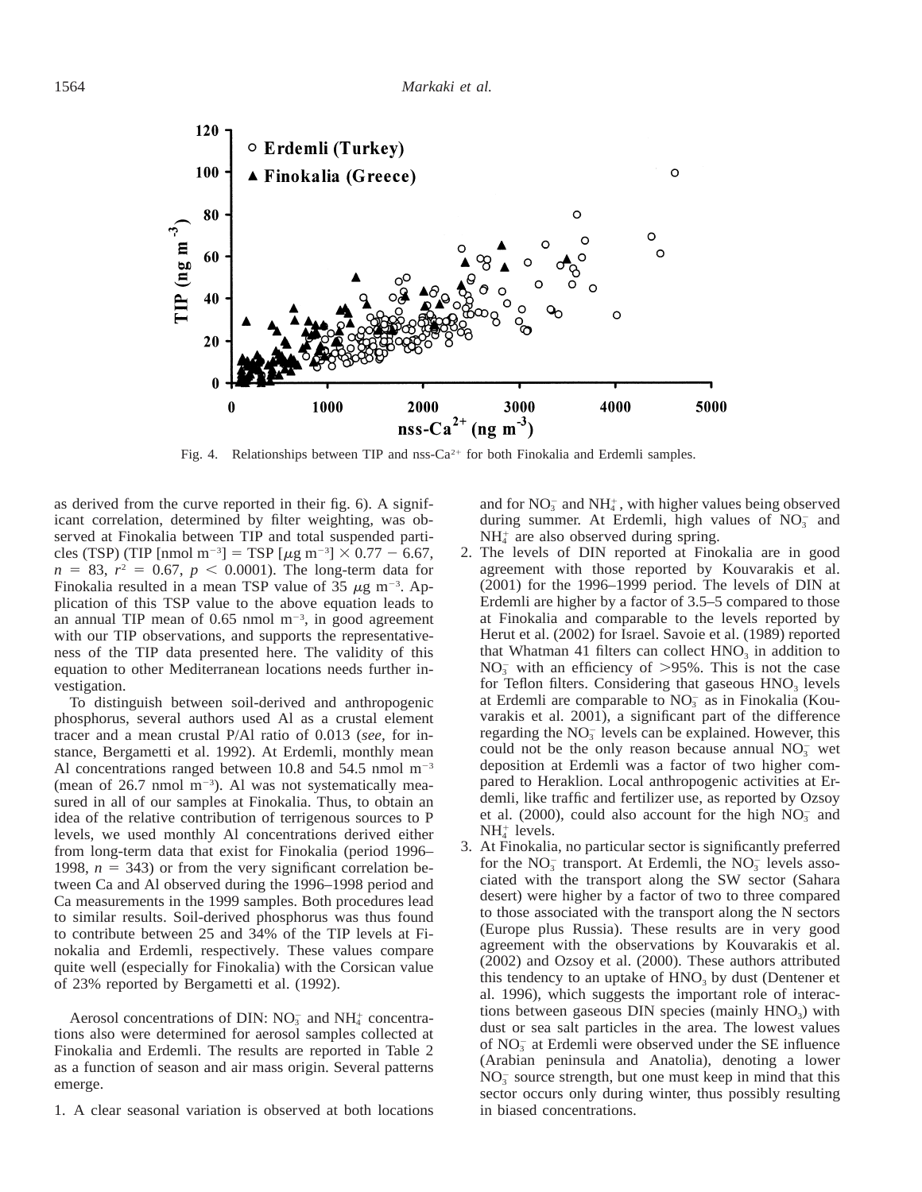Fig. 4. Relationships between TIP and nss-$Ca^{2+}$ for both Finokalia and Erdemli samples.

as derived from the curve reported in their fig. 6). A significant correlation, determined by filter weighting, was observed at Finokalia between TIP and total suspended particles (TSP) (TIP [nmol $m^{-3}$] = TSP [$\mu$g $m^{-3}$] $\times$ 0.77 $-$ 6.67, $n = 83$, $r^2 = 0.67$, $p < 0.0001$). The long-term data for Finokalia resulted in a mean TSP value of 35 $\mu$g $m^{-3}$. Application of this TSP value to the above equation leads to an annual TIP mean of 0.65 nmol $m^{-3}$, in good agreement with our TIP observations, and supports the representativeness of the TIP data presented here. The validity of this equation to other Mediterranean locations needs further investigation.

To distinguish between soil-derived and anthropogenic phosphorus, several authors used Al as a crustal element tracer and a mean crustal P/Al ratio of 0.013 (*see*, for instance, Bergametti et al. 1992). At Erdemli, monthly mean Al concentrations ranged between 10.8 and 54.5 nmol $m^{-3}$ (mean of 26.7 nmol $m^{-3}$). Al was not systematically measured in all of our samples at Finokalia. Thus, to obtain an idea of the relative contribution of terrigenous sources to P levels, we used monthly Al concentrations derived either from long-term data that exist for Finokalia (period 1996–1998, $n = 343$) or from the very significant correlation between Ca and Al observed during the 1996–1998 period and Ca measurements in the 1999 samples. Both procedures lead to similar results. Soil-derived phosphorus was thus found to contribute between 25 and 34% of the TIP levels at Finokalia and Erdemli, respectively. These values compare quite well (especially for Finokalia) with the Corsican value of 23% reported by Bergametti et al. (1992).

Aerosol concentrations of DIN: $NO_3^-$ and $NH_4^+$ concentrations also were determined for aerosol samples collected at Finokalia and Erdemli. The results are reported in Table 2 as a function of season and air mass origin. Several patterns emerge.

1. A clear seasonal variation is observed at both locations and for $NO_3^-$ and $NH_4^+$, with higher values being observed during summer. At Erdemli, high values of $NO_3^-$ and $NH_4^+$ are also observed during spring.
2. The levels of DIN reported at Finokalia are in good agreement with those reported by Kouvarakis et al. (2001) for the 1996–1999 period. The levels of DIN at Erdemli are higher by a factor of 3.5–5 compared to those at Finokalia and comparable to the levels reported by Herut et al. (2002) for Israel. Savoie et al. (1989) reported that Whatman 41 filters can collect $HNO_3$ in addition to $NO_3^-$ with an efficiency of >95%. This is not the case for Teflon filters. Considering that gaseous $HNO_3$ levels at Erdemli are comparable to $NO_3^-$ as in Finokalia (Kouvarakis et al. 2001), a significant part of the difference regarding the $NO_3^-$ levels can be explained. However, this could not be the only reason because annual $NO_3^-$ wet deposition at Erdemli was a factor of two higher compared to Heraklion. Local anthropogenic activities at Erdemli, like traffic and fertilizer use, as reported by Ozsoy et al. (2000), could also account for the high $NO_3^-$ and $NH_4^+$ levels.
3. At Finokalia, no particular sector is significantly preferred for the $NO_3^-$ transport. At Erdemli, the $NO_3^-$ levels associated with the transport along the SW sector (Sahara desert) were higher by a factor of two to three compared to those associated with the transport along the N sectors (Europe plus Russia). These results are in very good agreement with the observations by Kouvarakis et al. (2002) and Ozsoy et al. (2000). These authors attributed this tendency to an uptake of $HNO_3$ by dust (Dentener et al. 1996), which suggests the important role of interactions between gaseous DIN species (mainly $HNO_3$) with dust or sea salt particles in the area. The lowest values of $NO_3^-$ at Erdemli were observed under the SE influence (Arabian peninsula and Anatolia), denoting a lower $NO_3^-$ source strength, but one must keep in mind that this sector occurs only during winter, thus possibly resulting in biased concentrations.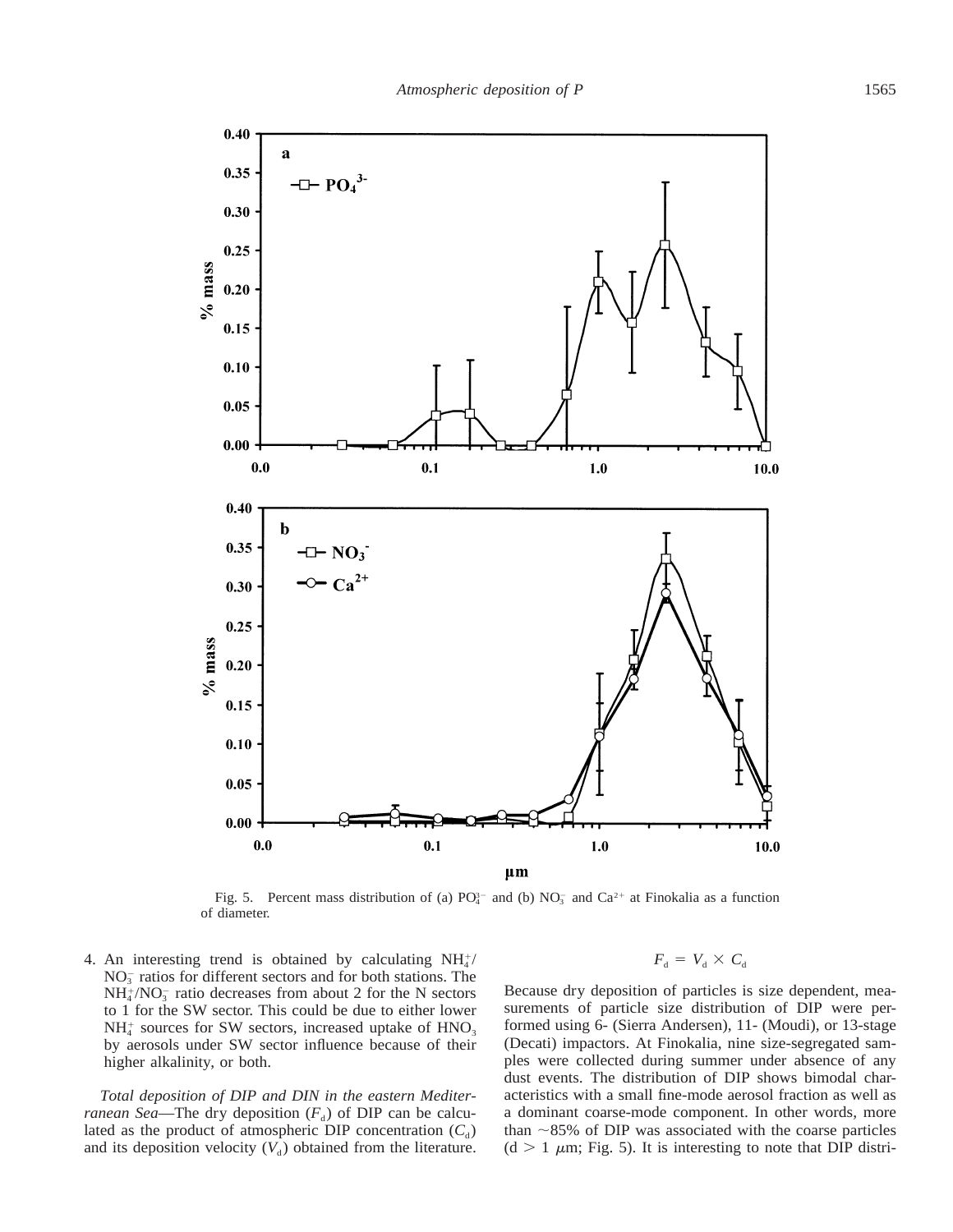Fig. 5. Percent mass distribution of (a) $PO_4^{3-}$ and (b) $NO_3^-$ and $Ca^{2+}$ at Finokalia as a function of diameter.

4. An interesting trend is obtained by calculating $NH_4^+$/$NO_3^-$ ratios for different sectors and for both stations. The $NH_4^+$/$NO_3^-$ ratio decreases from about 2 for the N sectors to 1 for the SW sector. This could be due to either lower $NH_4^+$ sources for SW sectors, increased uptake of $HNO_3$ by aerosols under SW sector influence because of their higher alkalinity, or both.

*Total deposition of DIP and DIN in the eastern Mediterranean Sea*—The dry deposition ($F_d$) of DIP can be calculated as the product of atmospheric DIP concentration ($C_d$) and its deposition velocity ($V_d$) obtained from the literature.

$$F_d = V_d \times C_d$$

Because dry deposition of particles is size dependent, measurements of particle size distribution of DIP were performed using 6- (Sierra Andersen), 11- (Moudi), or 13-stage (Decati) impactors. At Finokalia, nine size-segregated samples were collected during summer under absence of any dust events. The distribution of DIP shows bimodal characteristics with a small fine-mode aerosol fraction as well as a dominant coarse-mode component. In other words, more than ~85% of DIP was associated with the coarse particles ($d > 1$ $\mu$m; Fig. 5). It is interesting to note that DIP distri-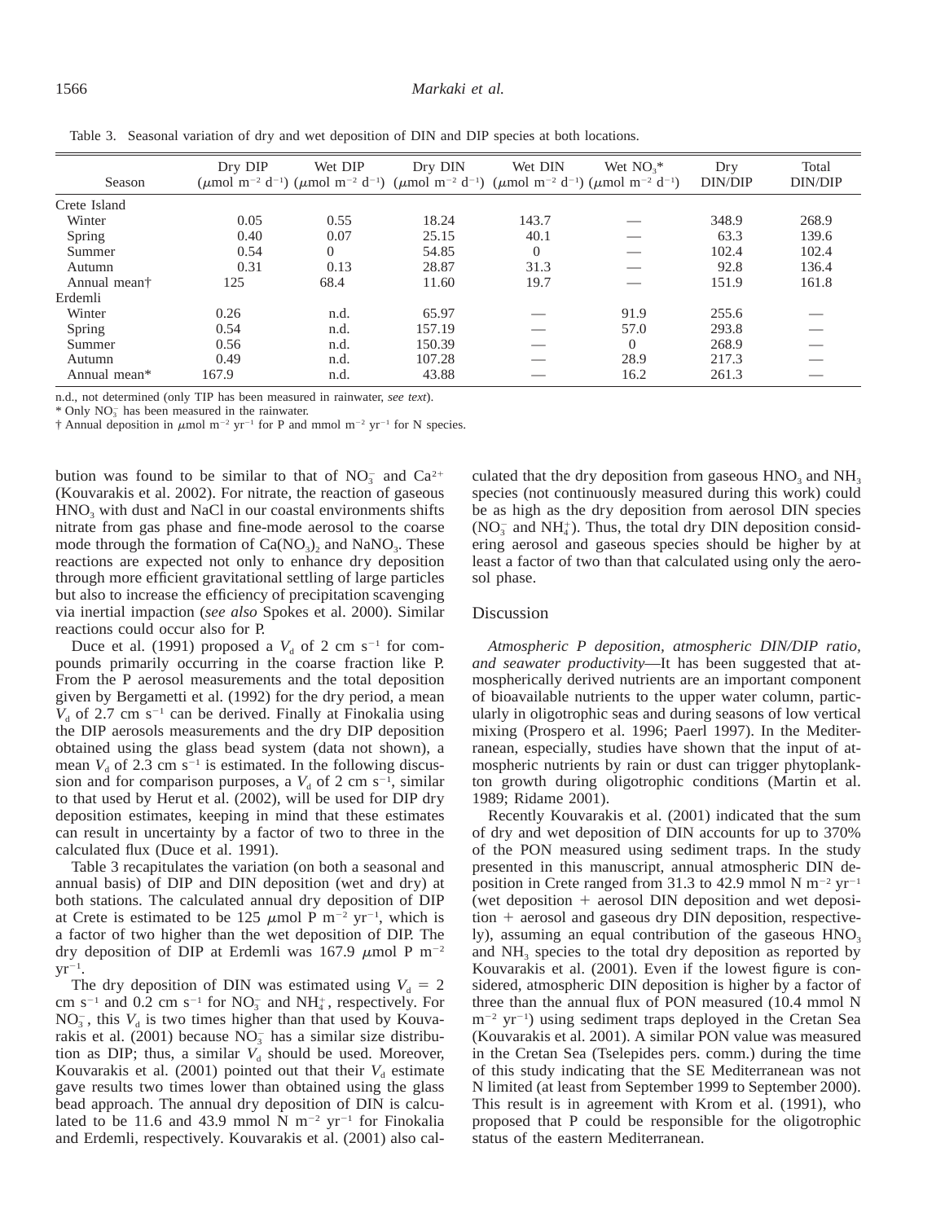Table 3. Seasonal variation of dry and wet deposition of DIN and DIP species at both locations.

| Season | Dry DIP ($\mu$mol m$^{-2}$ d$^{-1}$) | Wet DIP ($\mu$mol m$^{-2}$ d$^{-1}$) | Dry DIN ($\mu$mol m$^{-2}$ d$^{-1}$) | Wet DIN ($\mu$mol m$^{-2}$ d$^{-1}$) | Wet $NO_3$* ($\mu$mol m$^{-2}$ d$^{-1}$) | Dry DIN/DIP | Total DIN/DIP |
|---|---|---|---|---|---|---|---|
| Crete Island | | | | | | | |
| Winter | 0.05 | 0.55 | 18.24 | 143.7 | — | 348.9 | 268.9 |
| Spring | 0.40 | 0.07 | 25.15 | 40.1 | — | 63.3 | 139.6 |
| Summer | 0.54 | 0 | 54.85 | 0 | — | 102.4 | 102.4 |
| Autumn | 0.31 | 0.13 | 28.87 | 31.3 | — | 92.8 | 136.4 |
| Annual mean† | 125 | 68.4 | 11.60 | 19.7 | — | 151.9 | 161.8 |
| Erdemli | | | | | | | |
| Winter | 0.26 | n.d. | 65.97 | — | 91.9 | 255.6 | — |
| Spring | 0.54 | n.d. | 157.19 | — | 57.0 | 293.8 | — |
| Summer | 0.56 | n.d. | 150.39 | — | 0 | 268.9 | — |
| Autumn | 0.49 | n.d. | 107.28 | — | 28.9 | 217.3 | — |
| Annual mean* | 167.9 | n.d. | 43.88 | — | 16.2 | 261.3 | — |

n.d., not determined (only TIP has been measured in rainwater, *see text*).

* Only $NO_3^-$ has been measured in the rainwater.

† Annual deposition in $\mu$mol m$^{-2}$ yr$^{-1}$ for P and mmol m$^{-2}$ yr$^{-1}$ for N species.

bution was found to be similar to that of $NO_3^-$ and $Ca^{2+}$ (Kouvarakis et al. 2002). For nitrate, the reaction of gaseous $HNO_3$ with dust and NaCl in our coastal environments shifts nitrate from gas phase and fine-mode aerosol to the coarse mode through the formation of $Ca(NO_3)_2$ and $NaNO_3$. These reactions are expected not only to enhance dry deposition through more efficient gravitational settling of large particles but also to increase the efficiency of precipitation scavenging via inertial impaction (*see also* Spokes et al. 2000). Similar reactions could occur also for P.

Duce et al. (1991) proposed a $V_d$ of 2 cm s$^{-1}$ for compounds primarily occurring in the coarse fraction like P. From the P aerosol measurements and the total deposition given by Bergametti et al. (1992) for the dry period, a mean $V_d$ of 2.7 cm s$^{-1}$ can be derived. Finally at Finokalia using the DIP aerosols measurements and the dry DIP deposition obtained using the glass bead system (data not shown), a mean $V_d$ of 2.3 cm s$^{-1}$ is estimated. In the following discussion and for comparison purposes, a $V_d$ of 2 cm s$^{-1}$, similar to that used by Herut et al. (2002), will be used for DIP dry deposition estimates, keeping in mind that these estimates can result in uncertainty by a factor of two to three in the calculated flux (Duce et al. 1991).

Table 3 recapitulates the variation (on both a seasonal and annual basis) of DIP and DIN deposition (wet and dry) at both stations. The calculated annual dry deposition of DIP at Crete is estimated to be 125 $\mu$mol P m$^{-2}$ yr$^{-1}$, which is a factor of two higher than the wet deposition of DIP. The dry deposition of DIP at Erdemli was 167.9 $\mu$mol P m$^{-2}$ yr$^{-1}$.

The dry deposition of DIN was estimated using $V_d$ = 2 cm s$^{-1}$ and 0.2 cm s$^{-1}$ for $NO_3^-$ and $NH_4^+$, respectively. For $NO_3^-$, this $V_d$ is two times higher than that used by Kouvarakis et al. (2001) because $NO_3^-$ has a similar size distribution as DIP; thus, a similar $V_d$ should be used. Moreover, Kouvarakis et al. (2001) pointed out that their $V_d$ estimate gave results two times lower than obtained using the glass bead approach. The annual dry deposition of DIN is calculated to be 11.6 and 43.9 mmol N m$^{-2}$ yr$^{-1}$ for Finokalia and Erdemli, respectively. Kouvarakis et al. (2001) also calculated that the dry deposition from gaseous $HNO_3$ and $NH_3$ species (not continuously measured during this work) could be as high as the dry deposition from aerosol DIN species ($NO_3^-$ and $NH_4^+$). Thus, the total dry DIN deposition considering aerosol and gaseous species should be higher by at least a factor of two than that calculated using only the aerosol phase.

## Discussion

*Atmospheric P deposition, atmospheric DIN/DIP ratio, and seawater productivity*—It has been suggested that atmospherically derived nutrients are an important component of bioavailable nutrients to the upper water column, particularly in oligotrophic seas and during seasons of low vertical mixing (Prospero et al. 1996; Paerl 1997). In the Mediterranean, especially, studies have shown that the input of atmospheric nutrients by rain or dust can trigger phytoplankton growth during oligotrophic conditions (Martin et al. 1989; Ridame 2001).

Recently Kouvarakis et al. (2001) indicated that the sum of dry and wet deposition of DIN accounts for up to 370% of the PON measured using sediment traps. In the study presented in this manuscript, annual atmospheric DIN deposition in Crete ranged from 31.3 to 42.9 mmol N m$^{-2}$ yr$^{-1}$ (wet deposition + aerosol DIN deposition and wet deposition + aerosol and gaseous dry DIN deposition, respectively), assuming an equal contribution of the gaseous $HNO_3$ and $NH_3$ species to the total dry deposition as reported by Kouvarakis et al. (2001). Even if the lowest figure is considered, atmospheric DIN deposition is higher by a factor of three than the annual flux of PON measured (10.4 mmol N m$^{-2}$ yr$^{-1}$) using sediment traps deployed in the Cretan Sea (Kouvarakis et al. 2001). A similar PON value was measured in the Cretan Sea (Tselepides pers. comm.) during the time of this study indicating that the SE Mediterranean was not N limited (at least from September 1999 to September 2000). This result is in agreement with Krom et al. (1991), who proposed that P could be responsible for the oligotrophic status of the eastern Mediterranean.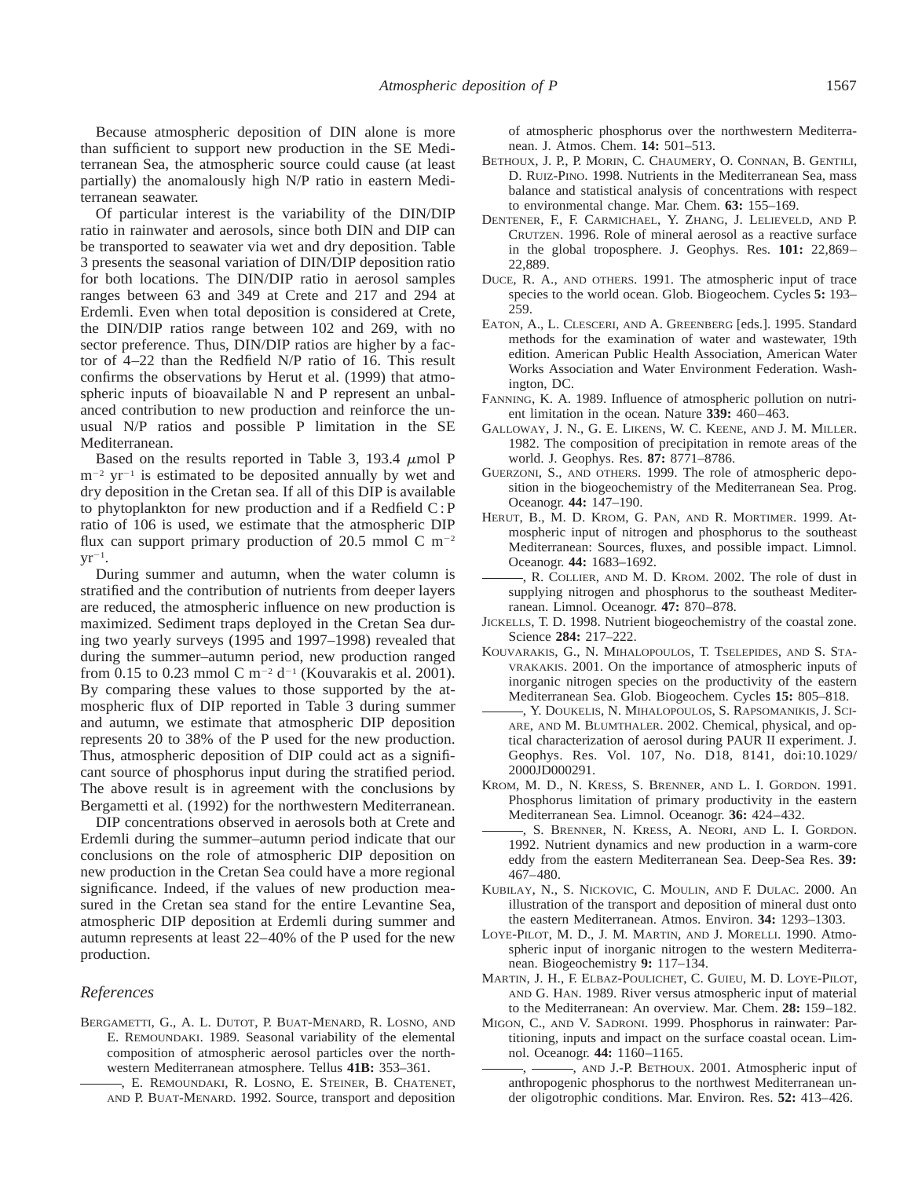Because atmospheric deposition of DIN alone is more than sufficient to support new production in the SE Mediterranean Sea, the atmospheric source could cause (at least partially) the anomalously high N/P ratio in eastern Mediterranean seawater.

Of particular interest is the variability of the DIN/DIP ratio in rainwater and aerosols, since both DIN and DIP can be transported to seawater via wet and dry deposition. Table 3 presents the seasonal variation of DIN/DIP deposition ratio for both locations. The DIN/DIP ratio in aerosol samples ranges between 63 and 349 at Crete and 217 and 294 at Erdemli. Even when total deposition is considered at Crete, the DIN/DIP ratios range between 102 and 269, with no sector preference. Thus, DIN/DIP ratios are higher by a factor of 4–22 than the Redfield N/P ratio of 16. This result confirms the observations by Herut et al. (1999) that atmospheric inputs of bioavailable N and P represent an unbalanced contribution to new production and reinforce the unusual N/P ratios and possible P limitation in the SE Mediterranean.

Based on the results reported in Table 3, 193.4 $\mu$mol P $m^{-2}$ $yr^{-1}$ is estimated to be deposited annually by wet and dry deposition in the Cretan sea. If all of this DIP is available to phytoplankton for new production and if a Redfield C : P ratio of 106 is used, we estimate that the atmospheric DIP flux can support primary production of 20.5 mmol C $m^{-2}$ $yr^{-1}$.

During summer and autumn, when the water column is stratified and the contribution of nutrients from deeper layers are reduced, the atmospheric influence on new production is maximized. Sediment traps deployed in the Cretan Sea during two yearly surveys (1995 and 1997–1998) revealed that during the summer–autumn period, new production ranged from 0.15 to 0.23 mmol C $m^{-2}$ $d^{-1}$ (Kouvarakis et al. 2001). By comparing these values to those supported by the atmospheric flux of DIP reported in Table 3 during summer and autumn, we estimate that atmospheric DIP deposition represents 20 to 38% of the P used for the new production. Thus, atmospheric deposition of DIP could act as a significant source of phosphorus input during the stratified period. The above result is in agreement with the conclusions by Bergametti et al. (1992) for the northwestern Mediterranean.

DIP concentrations observed in aerosols both at Crete and Erdemli during the summer–autumn period indicate that our conclusions on the role of atmospheric DIP deposition on new production in the Cretan Sea could have a more regional significance. Indeed, if the values of new production measured in the Cretan sea stand for the entire Levantine Sea, atmospheric DIP deposition at Erdemli during summer and autumn represents at least 22–40% of the P used for the new production.

## References

BERGAMETTI, G., A. L. DUTOT, P. BUAT-MENARD, R. LOSNO, AND E. REMOUNDAKI. 1989. Seasonal variability of the elemental composition of atmospheric aerosol particles over the northwestern Mediterranean atmosphere. Tellus **41B:** 353–361.

———, E. REMOUNDAKI, R. LOSNO, E. STEINER, B. CHATENET, AND P. BUAT-MENARD. 1992. Source, transport and deposition of atmospheric phosphorus over the northwestern Mediterranean. J. Atmos. Chem. **14:** 501–513.

BETHOUX, J. P., P. MORIN, C. CHAUMERY, O. CONNAN, B. GENTILI, D. RUIZ-PINO. 1998. Nutrients in the Mediterranean Sea, mass balance and statistical analysis of concentrations with respect to environmental change. Mar. Chem. **63:** 155–169.

DENTENER, F., F. CARMICHAEL, Y. ZHANG, J. LELIEVELD, AND P. CRUTZEN. 1996. Role of mineral aerosol as a reactive surface in the global troposphere. J. Geophys. Res. **101:** 22,869–22,889.

DUCE, R. A., AND OTHERS. 1991. The atmospheric input of trace species to the world ocean. Glob. Biogeochem. Cycles **5:** 193–259.

EATON, A., L. CLESCERI, AND A. GREENBERG [eds.]. 1995. Standard methods for the examination of water and wastewater, 19th edition. American Public Health Association, American Water Works Association and Water Environment Federation. Washington, DC.

FANNING, K. A. 1989. Influence of atmospheric pollution on nutrient limitation in the ocean. Nature **339:** 460–463.

GALLOWAY, J. N., G. E. LIKENS, W. C. KEENE, AND J. M. MILLER. 1982. The composition of precipitation in remote areas of the world. J. Geophys. Res. **87:** 8771–8786.

GUERZONI, S., AND OTHERS. 1999. The role of atmospheric deposition in the biogeochemistry of the Mediterranean Sea. Prog. Oceanogr. **44:** 147–190.

HERUT, B., M. D. KROM, G. PAN, AND R. MORTIMER. 1999. Atmospheric input of nitrogen and phosphorus to the southeast Mediterranean: Sources, fluxes, and possible impact. Limnol. Oceanogr. **44:** 1683–1692.

———, R. COLLIER, AND M. D. KROM. 2002. The role of dust in supplying nitrogen and phosphorus to the southeast Mediterranean. Limnol. Oceanogr. **47:** 870–878.

JICKELLS, T. D. 1998. Nutrient biogeochemistry of the coastal zone. Science **284:** 217–222.

KOUVARAKIS, G., N. MIHALOPOULOS, T. TSELEPIDES, AND S. STAVRAKAKIS. 2001. On the importance of atmospheric inputs of inorganic nitrogen species on the productivity of the eastern Mediterranean Sea. Glob. Biogeochem. Cycles **15:** 805–818.

———, Y. DOUKELIS, N. MIHALOPOULOS, S. RAPSOMANIKIS, J. SCIARE, AND M. BLUMTHALER. 2002. Chemical, physical, and optical characterization of aerosol during PAUR II experiment. J. Geophys. Res. Vol. 107, No. D18, 8141, doi:10.1029/2000JD000291.

KROM, M. D., N. KRESS, S. BRENNER, AND L. I. GORDON. 1991. Phosphorus limitation of primary productivity in the eastern Mediterranean Sea. Limnol. Oceanogr. **36:** 424–432.

———, S. BRENNER, N. KRESS, A. NEORI, AND L. I. GORDON. 1992. Nutrient dynamics and new production in a warm-core eddy from the eastern Mediterranean Sea. Deep-Sea Res. **39:** 467–480.

KUBILAY, N., S. NICKOVIC, C. MOULIN, AND F. DULAC. 2000. An illustration of the transport and deposition of mineral dust onto the eastern Mediterranean. Atmos. Environ. **34:** 1293–1303.

LOYE-PILOT, M. D., J. M. MARTIN, AND J. MORELLI. 1990. Atmospheric input of inorganic nitrogen to the western Mediterranean. Biogeochemistry **9:** 117–134.

MARTIN, J. H., F. ELBAZ-POULICHET, C. GUIEU, M. D. LOYE-PILOT, AND G. HAN. 1989. River versus atmospheric input of material to the Mediterranean: An overview. Mar. Chem. **28:** 159–182.

MIGON, C., AND V. SADRONI. 1999. Phosphorus in rainwater: Partitioning, inputs and impact on the surface coastal ocean. Limnol. Oceanogr. **44:** 1160–1165.

———, ———, AND J.-P. BETHOUX. 2001. Atmospheric input of anthropogenic phosphorus to the northwest Mediterranean under oligotrophic conditions. Mar. Environ. Res. **52:** 413–426.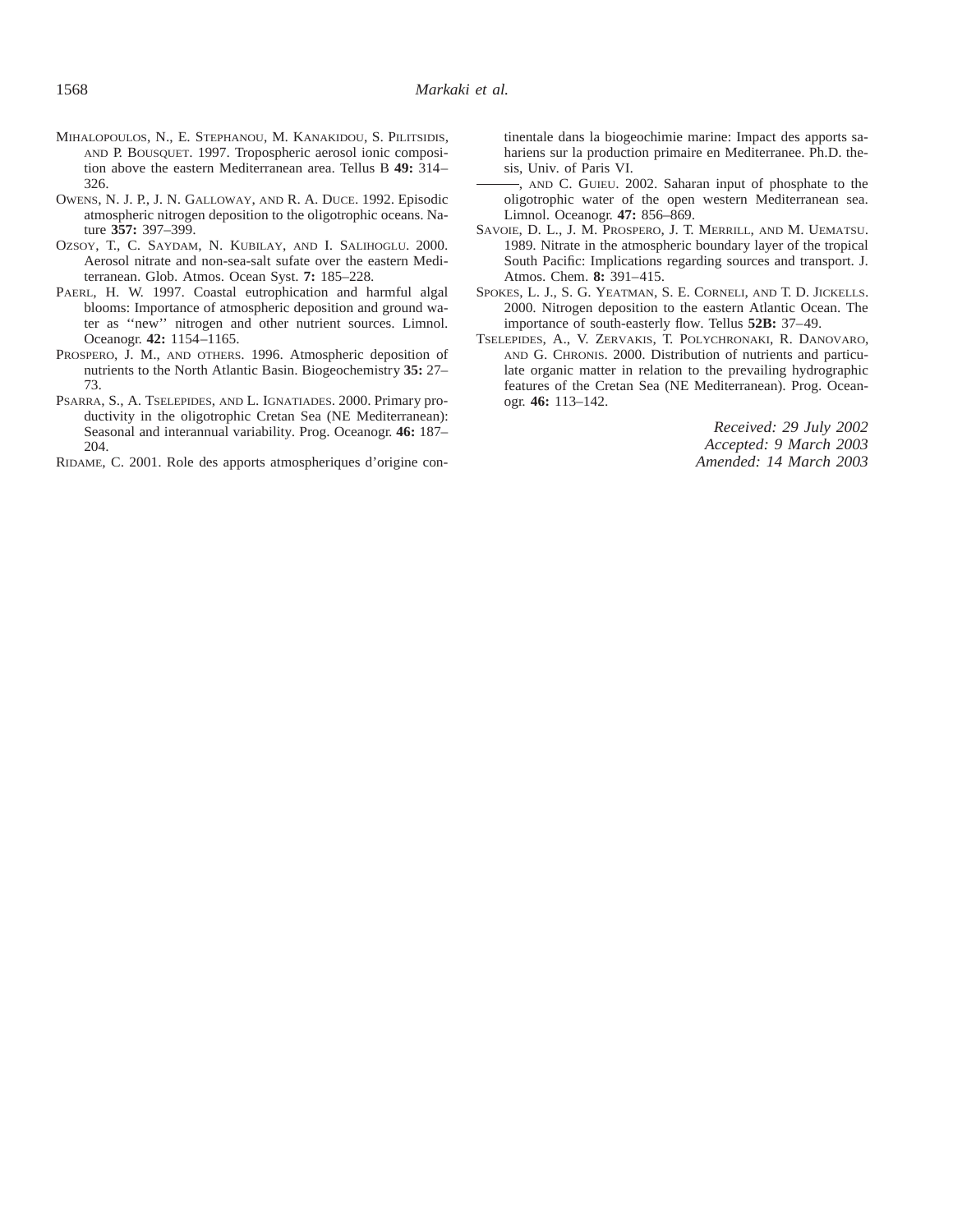MIHALOPOULOS, N., E. STEPHANOU, M. KANAKIDOU, S. PILITSIDIS, AND P. BOUSQUET. 1997. Tropospheric aerosol ionic composition above the eastern Mediterranean area. Tellus B **49:** 314–326.

OWENS, N. J. P., J. N. GALLOWAY, AND R. A. DUCE. 1992. Episodic atmospheric nitrogen deposition to the oligotrophic oceans. Nature **357:** 397–399.

OZSOY, T., C. SAYDAM, N. KUBILAY, AND I. SALIHOGLU. 2000. Aerosol nitrate and non-sea-salt sufate over the eastern Mediterranean. Glob. Atmos. Ocean Syst. **7:** 185–228.

PAERL, H. W. 1997. Coastal eutrophication and harmful algal blooms: Importance of atmospheric deposition and ground water as ''new'' nitrogen and other nutrient sources. Limnol. Oceanogr. **42:** 1154–1165.

PROSPERO, J. M., AND OTHERS. 1996. Atmospheric deposition of nutrients to the North Atlantic Basin. Biogeochemistry **35:** 27–73.

PSARRA, S., A. TSELEPIDES, AND L. IGNATIADES. 2000. Primary productivity in the oligotrophic Cretan Sea (NE Mediterranean): Seasonal and interannual variability. Prog. Oceanogr. **46:** 187–204.

RIDAME, C. 2001. Role des apports atmospheriques d'origine continentale dans la biogeochimie marine: Impact des apports sahariens sur la production primaire en Mediterranee. Ph.D. thesis, Univ. of Paris VI.

———, AND C. GUIEU. 2002. Saharan input of phosphate to the oligotrophic water of the open western Mediterranean sea. Limnol. Oceanogr. **47:** 856–869.

SAVOIE, D. L., J. M. PROSPERO, J. T. MERRILL, AND M. UEMATSU. 1989. Nitrate in the atmospheric boundary layer of the tropical South Pacific: Implications regarding sources and transport. J. Atmos. Chem. **8:** 391–415.

SPOKES, L. J., S. G. YEATMAN, S. E. CORNELI, AND T. D. JICKELLS. 2000. Nitrogen deposition to the eastern Atlantic Ocean. The importance of south-easterly flow. Tellus **52B:** 37–49.

TSELEPIDES, A., V. ZERVAKIS, T. POLYCHRONAKI, R. DANOVARO, AND G. CHRONIS. 2000. Distribution of nutrients and particulate organic matter in relation to the prevailing hydrographic features of the Cretan Sea (NE Mediterranean). Prog. Oceanogr. **46:** 113–142.

*Received: 29 July 2002*
*Accepted: 9 March 2003*
*Amended: 14 March 2003*